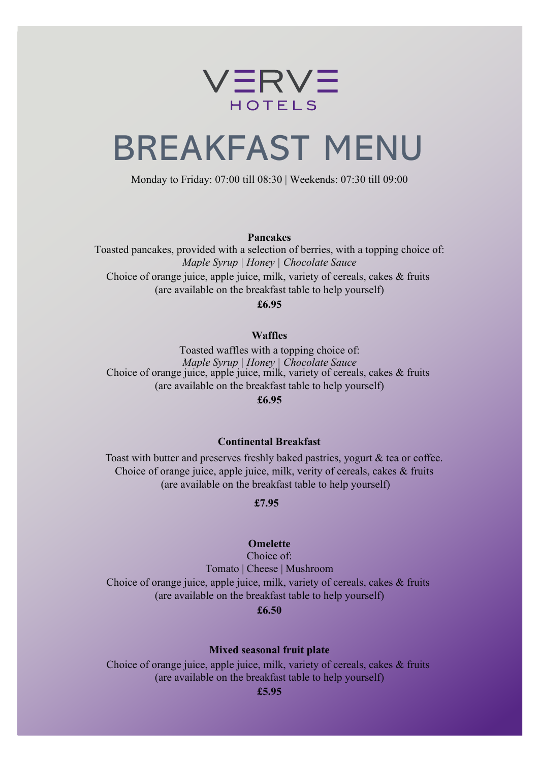VERVE HOTELS

# BREAKFAST MENU

Monday to Friday: 07:00 till 08:30 | Weekends: 07:30 till 09:00

**Pancakes**

Toasted pancakes, provided with a selection of berries, with a topping choice of:
*Maple Syrup | Honey | Chocolate Sauce*
Choice of orange juice, apple juice, milk, variety of cereals, cakes & fruits
(are available on the breakfast table to help yourself)

**£6.95**

**Waffles**

Toasted waffles with a topping choice of:
*Maple Syrup | Honey | Chocolate Sauce*
Choice of orange juice, apple juice, milk, variety of cereals, cakes & fruits
(are available on the breakfast table to help yourself)

**£6.95**

**Continental Breakfast**

Toast with butter and preserves freshly baked pastries, yogurt & tea or coffee.
Choice of orange juice, apple juice, milk, verity of cereals, cakes & fruits
(are available on the breakfast table to help yourself)

**£7.95**

**Omelette**

Choice of:
Tomato | Cheese | Mushroom
Choice of orange juice, apple juice, milk, variety of cereals, cakes & fruits
(are available on the breakfast table to help yourself)

**£6.50**

**Mixed seasonal fruit plate**

Choice of orange juice, apple juice, milk, variety of cereals, cakes & fruits
(are available on the breakfast table to help yourself)

**£5.95**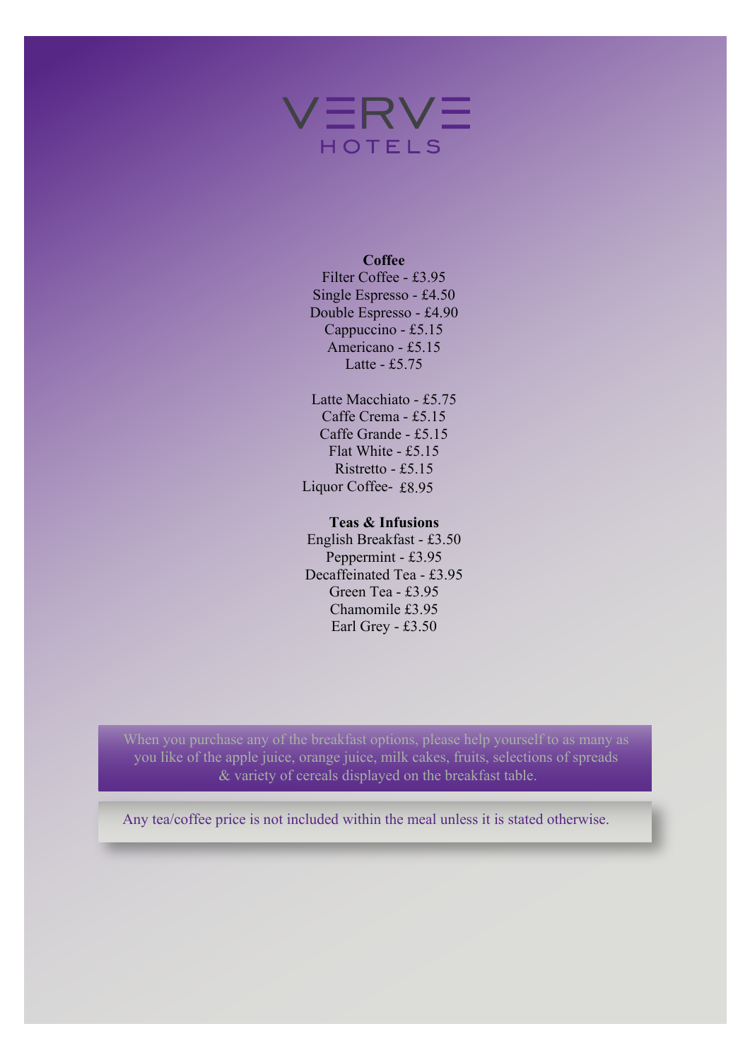# VERVE HOTELS

**Coffee**

Filter Coffee - £3.95
Single Espresso - £4.50
Double Espresso - £4.90
Cappuccino - £5.15
Americano - £5.15
Latte - £5.75

Latte Macchiato - £5.75
Caffe Crema - £5.15
Caffe Grande - £5.15
Flat White - £5.15
Ristretto - £5.15
Liquor Coffee- £8.95

**Teas & Infusions**

English Breakfast - £3.50
Peppermint - £3.95
Decaffeinated Tea - £3.95
Green Tea - £3.95
Chamomile £3.95
Earl Grey - £3.50

When you purchase any of the breakfast options, please help yourself to as many as you like of the apple juice, orange juice, milk cakes, fruits, selections of spreads & variety of cereals displayed on the breakfast table.

Any tea/coffee price is not included within the meal unless it is stated otherwise.